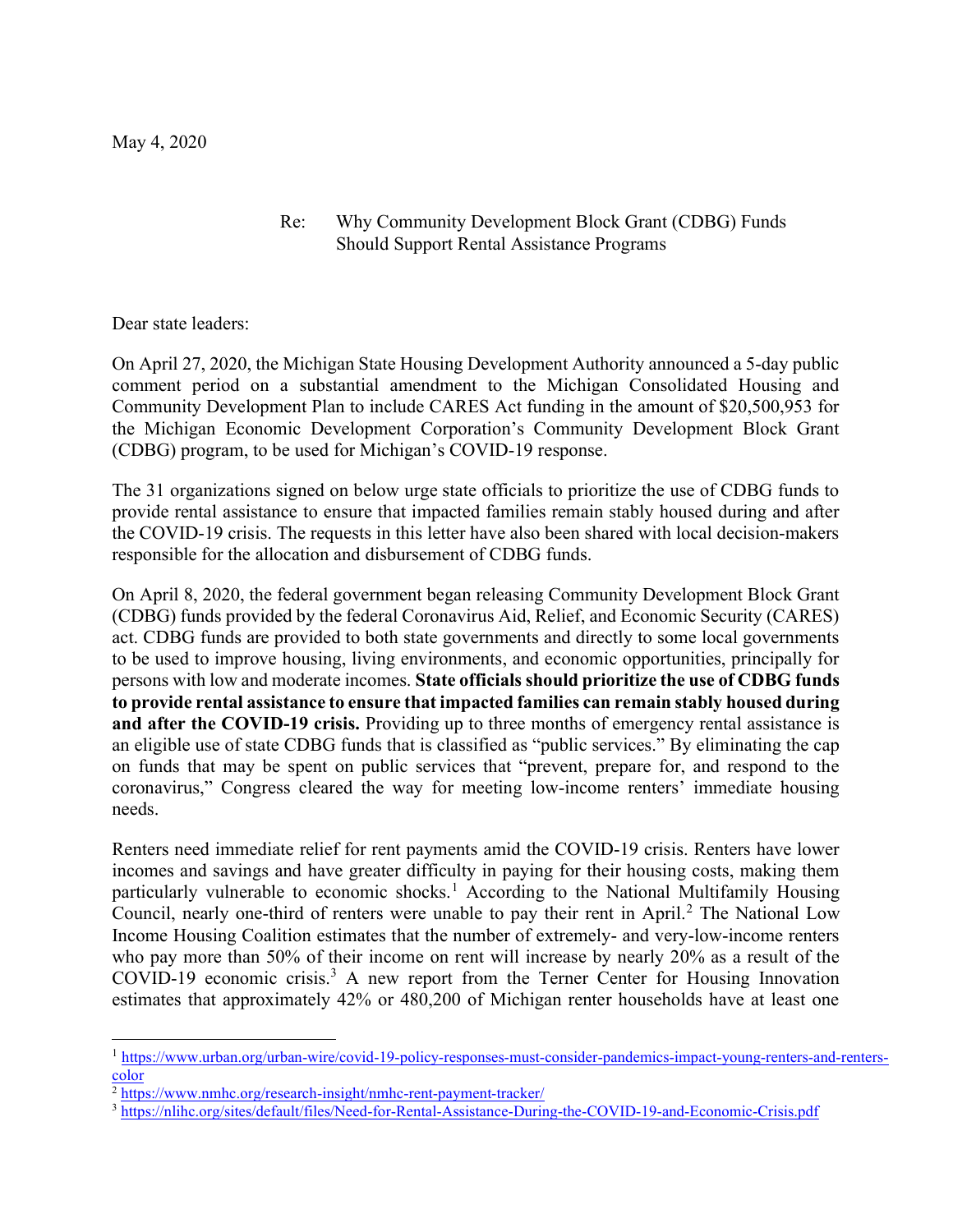May 4, 2020

Re: Why Community Development Block Grant (CDBG) Funds Should Support Rental Assistance Programs

Dear state leaders:

On April 27, 2020, the Michigan State Housing Development Authority announced a 5-day public comment period on a substantial amendment to the Michigan Consolidated Housing and Community Development Plan to include CARES Act funding in the amount of $20,500,953 for the Michigan Economic Development Corporation's Community Development Block Grant (CDBG) program, to be used for Michigan's COVID-19 response.

The 31 organizations signed on below urge state officials to prioritize the use of CDBG funds to provide rental assistance to ensure that impacted families remain stably housed during and after the COVID-19 crisis. The requests in this letter have also been shared with local decision-makers responsible for the allocation and disbursement of CDBG funds.

On April 8, 2020, the federal government began releasing Community Development Block Grant (CDBG) funds provided by the federal Coronavirus Aid, Relief, and Economic Security (CARES) act. CDBG funds are provided to both state governments and directly to some local governments to be used to improve housing, living environments, and economic opportunities, principally for persons with low and moderate incomes. **State officials should prioritize the use of CDBG funds to provide rental assistance to ensure that impacted families can remain stably housed during and after the COVID-19 crisis.** Providing up to three months of emergency rental assistance is an eligible use of state CDBG funds that is classified as "public services." By eliminating the cap on funds that may be spent on public services that "prevent, prepare for, and respond to the coronavirus," Congress cleared the way for meeting low-income renters' immediate housing needs.

Renters need immediate relief for rent payments amid the COVID-19 crisis. Renters have lower incomes and savings and have greater difficulty in paying for their housing costs, making them particularly vulnerable to economic shocks.[1] According to the National Multifamily Housing Council, nearly one-third of renters were unable to pay their rent in April.[2] The National Low Income Housing Coalition estimates that the number of extremely- and very-low-income renters who pay more than 50% of their income on rent will increase by nearly 20% as a result of the COVID-19 economic crisis.[3] A new report from the Terner Center for Housing Innovation estimates that approximately 42% or 480,200 of Michigan renter households have at least one

---

[1] https://www.urban.org/urban-wire/covid-19-policy-responses-must-consider-pandemics-impact-young-renters-and-renters-color

[2] https://www.nmhc.org/research-insight/nmhc-rent-payment-tracker/

[3] https://nlihc.org/sites/default/files/Need-for-Rental-Assistance-During-the-COVID-19-and-Economic-Crisis.pdf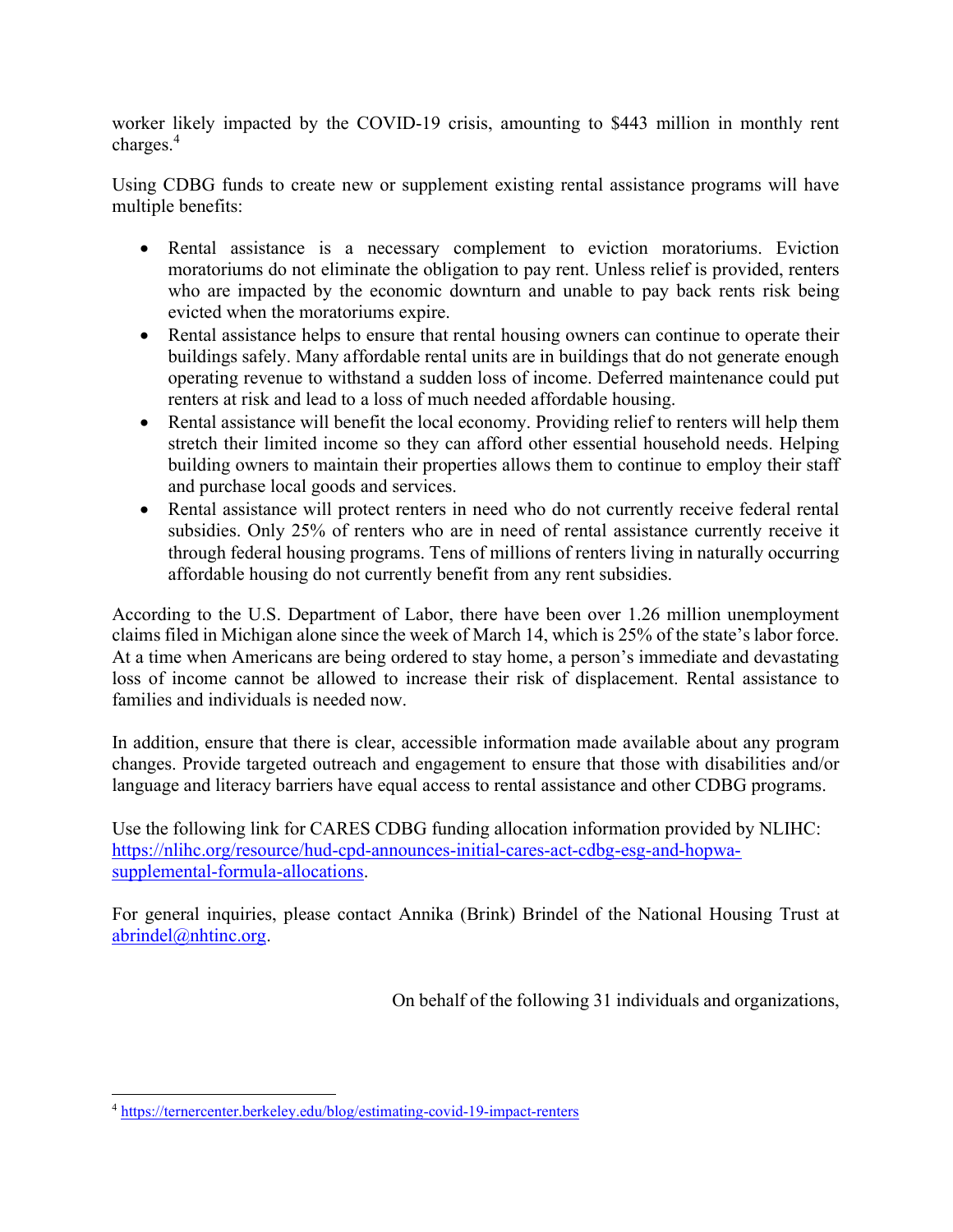worker likely impacted by the COVID-19 crisis, amounting to $443 million in monthly rent charges.[4]

Using CDBG funds to create new or supplement existing rental assistance programs will have multiple benefits:

- Rental assistance is a necessary complement to eviction moratoriums. Eviction moratoriums do not eliminate the obligation to pay rent. Unless relief is provided, renters who are impacted by the economic downturn and unable to pay back rents risk being evicted when the moratoriums expire.
- Rental assistance helps to ensure that rental housing owners can continue to operate their buildings safely. Many affordable rental units are in buildings that do not generate enough operating revenue to withstand a sudden loss of income. Deferred maintenance could put renters at risk and lead to a loss of much needed affordable housing.
- Rental assistance will benefit the local economy. Providing relief to renters will help them stretch their limited income so they can afford other essential household needs. Helping building owners to maintain their properties allows them to continue to employ their staff and purchase local goods and services.
- Rental assistance will protect renters in need who do not currently receive federal rental subsidies. Only 25% of renters who are in need of rental assistance currently receive it through federal housing programs. Tens of millions of renters living in naturally occurring affordable housing do not currently benefit from any rent subsidies.

According to the U.S. Department of Labor, there have been over 1.26 million unemployment claims filed in Michigan alone since the week of March 14, which is 25% of the state's labor force. At a time when Americans are being ordered to stay home, a person's immediate and devastating loss of income cannot be allowed to increase their risk of displacement. Rental assistance to families and individuals is needed now.

In addition, ensure that there is clear, accessible information made available about any program changes. Provide targeted outreach and engagement to ensure that those with disabilities and/or language and literacy barriers have equal access to rental assistance and other CDBG programs.

Use the following link for CARES CDBG funding allocation information provided by NLIHC: [https://nlihc.org/resource/hud-cpd-announces-initial-cares-act-cdbg-esg-and-hopwa-supplemental-formula-allocations](https://nlihc.org/resource/hud-cpd-announces-initial-cares-act-cdbg-esg-and-hopwa-supplemental-formula-allocations).

For general inquiries, please contact Annika (Brink) Brindel of the National Housing Trust at [abrindel@nhtinc.org](mailto:abrindel@nhtinc.org).

On behalf of the following 31 individuals and organizations,

---

[4] [https://ternercenter.berkeley.edu/blog/estimating-covid-19-impact-renters](https://ternercenter.berkeley.edu/blog/estimating-covid-19-impact-renters)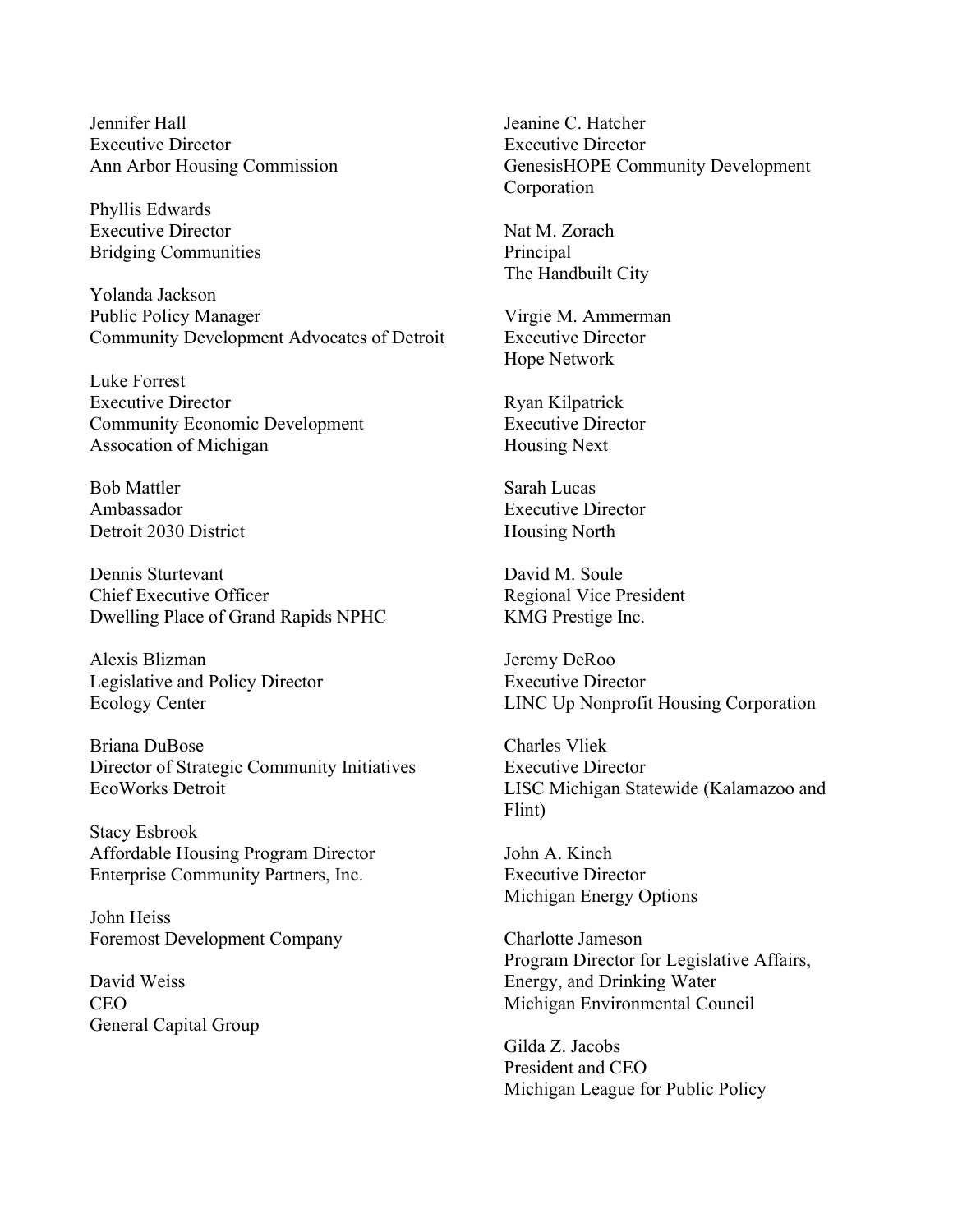Jennifer Hall
Executive Director
Ann Arbor Housing Commission

Phyllis Edwards
Executive Director
Bridging Communities

Yolanda Jackson
Public Policy Manager
Community Development Advocates of Detroit

Luke Forrest
Executive Director
Community Economic Development Assocation of Michigan

Bob Mattler
Ambassador
Detroit 2030 District

Dennis Sturtevant
Chief Executive Officer
Dwelling Place of Grand Rapids NPHC

Alexis Blizman
Legislative and Policy Director
Ecology Center

Briana DuBose
Director of Strategic Community Initiatives
EcoWorks Detroit

Stacy Esbrook
Affordable Housing Program Director
Enterprise Community Partners, Inc.

John Heiss
Foremost Development Company

David Weiss
CEO
General Capital Group

Jeanine C. Hatcher
Executive Director
GenesisHOPE Community Development Corporation

Nat M. Zorach
Principal
The Handbuilt City

Virgie M. Ammerman
Executive Director
Hope Network

Ryan Kilpatrick
Executive Director
Housing Next

Sarah Lucas
Executive Director
Housing North

David M. Soule
Regional Vice President
KMG Prestige Inc.

Jeremy DeRoo
Executive Director
LINC Up Nonprofit Housing Corporation

Charles Vliek
Executive Director
LISC Michigan Statewide (Kalamazoo and Flint)

John A. Kinch
Executive Director
Michigan Energy Options

Charlotte Jameson
Program Director for Legislative Affairs, Energy, and Drinking Water
Michigan Environmental Council

Gilda Z. Jacobs
President and CEO
Michigan League for Public Policy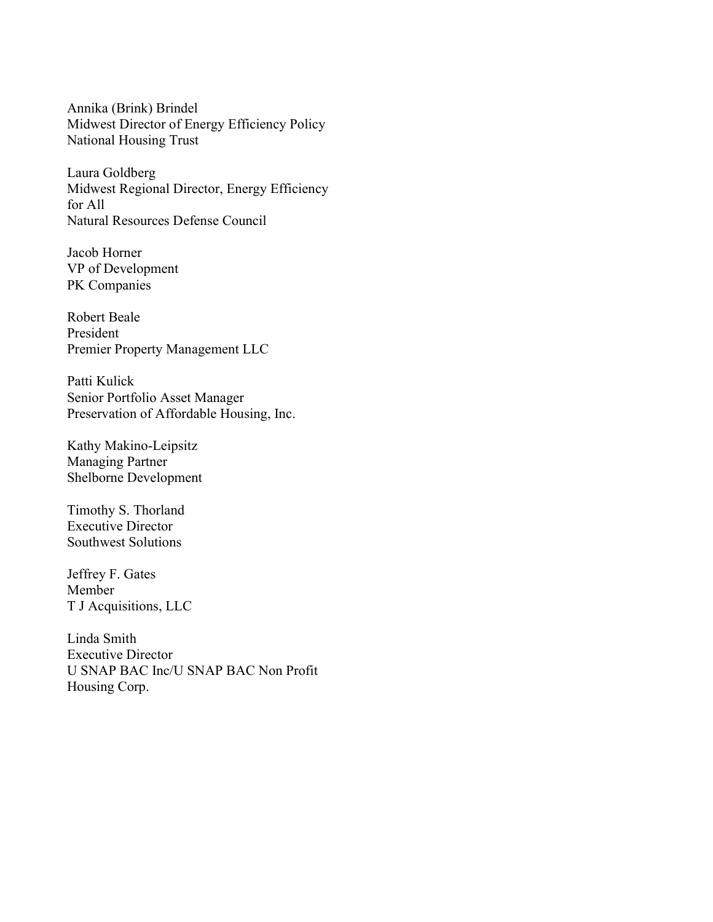Annika (Brink) Brindel
Midwest Director of Energy Efficiency Policy
National Housing Trust

Laura Goldberg
Midwest Regional Director, Energy Efficiency
for All
Natural Resources Defense Council

Jacob Horner
VP of Development
PK Companies

Robert Beale
President
Premier Property Management LLC

Patti Kulick
Senior Portfolio Asset Manager
Preservation of Affordable Housing, Inc.

Kathy Makino-Leipsitz
Managing Partner
Shelborne Development

Timothy S. Thorland
Executive Director
Southwest Solutions

Jeffrey F. Gates
Member
T J Acquisitions, LLC

Linda Smith
Executive Director
U SNAP BAC Inc/U SNAP BAC Non Profit
Housing Corp.